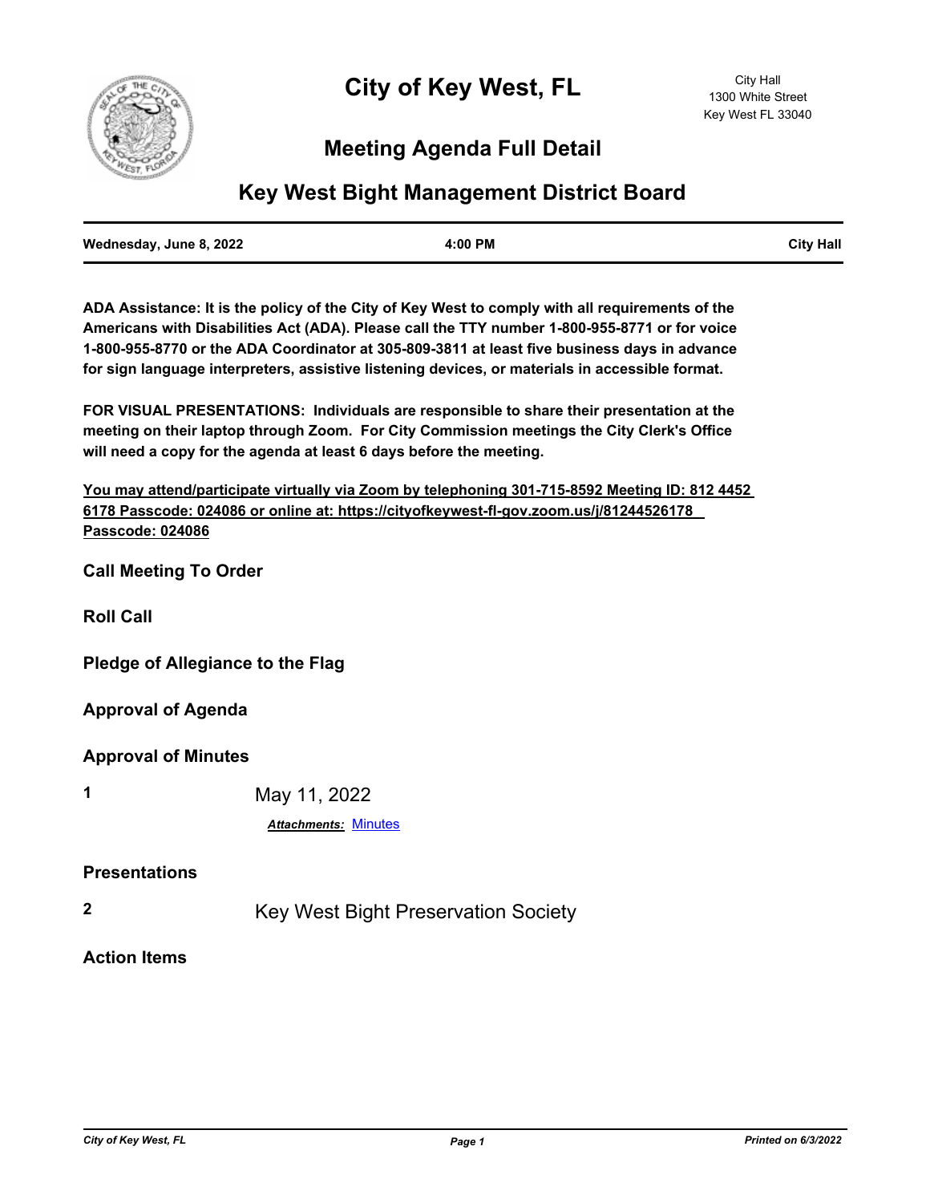# City of Key West, FL

City Hall
1300 White Street
Key West FL 33040

## Meeting Agenda Full Detail

## Key West Bight Management District Board

| Wednesday, June 8, 2022 | 4:00 PM | City Hall |
|---|---|---|

**ADA Assistance: It is the policy of the City of Key West to comply with all requirements of the Americans with Disabilities Act (ADA). Please call the TTY number 1-800-955-8771 or for voice 1-800-955-8770 or the ADA Coordinator at 305-809-3811 at least five business days in advance for sign language interpreters, assistive listening devices, or materials in accessible format.**

**FOR VISUAL PRESENTATIONS: Individuals are responsible to share their presentation at the meeting on their laptop through Zoom. For City Commission meetings the City Clerk's Office will need a copy for the agenda at least 6 days before the meeting.**

**You may attend/participate virtually via Zoom by telephoning 301-715-8592 Meeting ID: 812 4452 6178 Passcode: 024086 or online at: https://cityofkeywest-fl-gov.zoom.us/j/81244526178 Passcode: 024086**

### Call Meeting To Order

### Roll Call

### Pledge of Allegiance to the Flag

### Approval of Agenda

### Approval of Minutes

**1** May 11, 2022

***Attachments:*** Minutes

### Presentations

**2** Key West Bight Preservation Society

### Action Items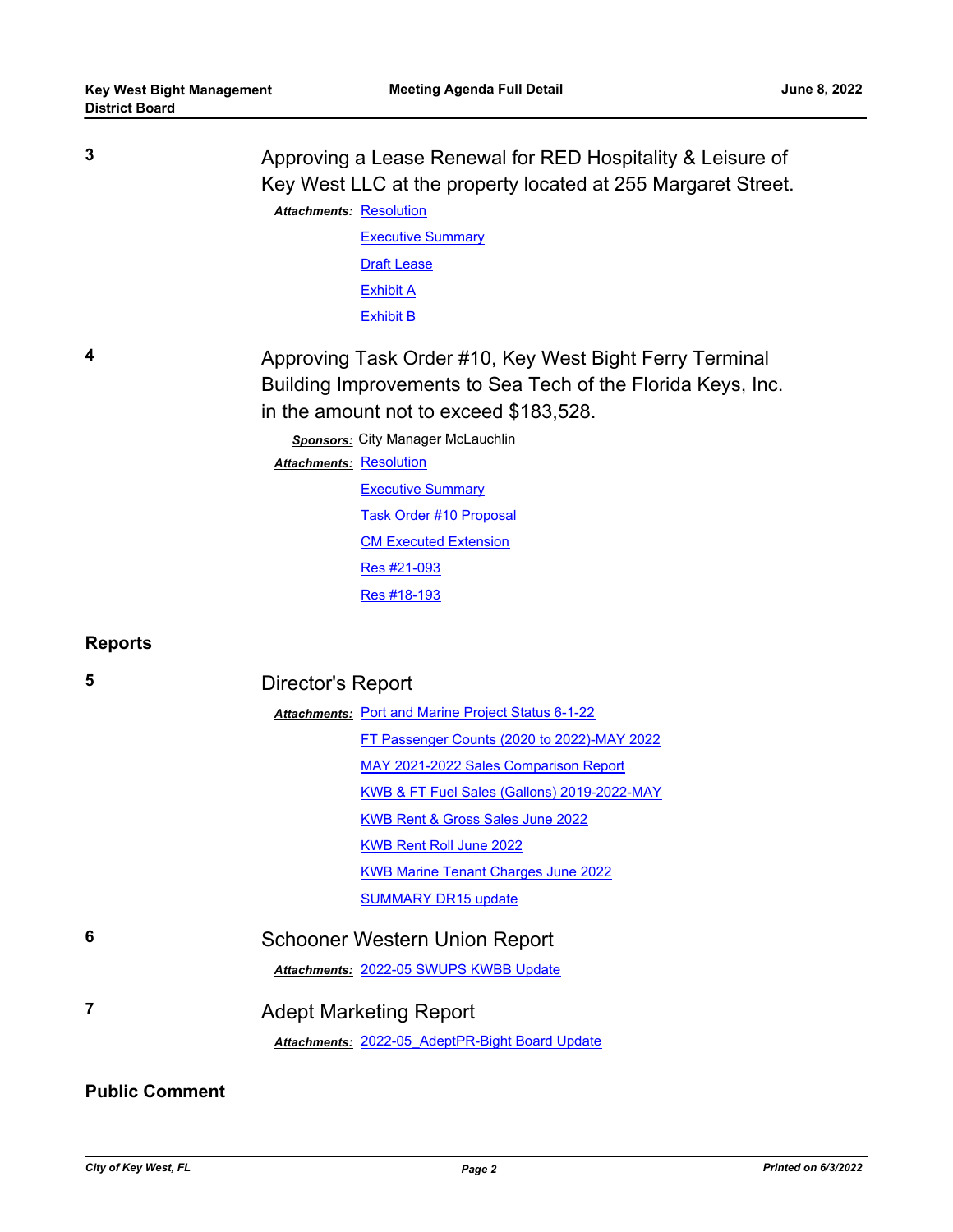**3** Approving a Lease Renewal for RED Hospitality & Leisure of Key West LLC at the property located at 255 Margaret Street.

***Attachments:*** Resolution
Executive Summary
Draft Lease
Exhibit A
Exhibit B

**4** Approving Task Order #10, Key West Bight Ferry Terminal Building Improvements to Sea Tech of the Florida Keys, Inc. in the amount not to exceed $183,528.

***Sponsors:*** City Manager McLauchlin

***Attachments:*** Resolution
Executive Summary
Task Order #10 Proposal
CM Executed Extension
Res #21-093
Res #18-193

## Reports

**5** Director's Report

***Attachments:*** Port and Marine Project Status 6-1-22
FT Passenger Counts (2020 to 2022)-MAY 2022
MAY 2021-2022 Sales Comparison Report
KWB & FT Fuel Sales (Gallons) 2019-2022-MAY
KWB Rent & Gross Sales June 2022
KWB Rent Roll June 2022
KWB Marine Tenant Charges June 2022
SUMMARY DR15 update

**6** Schooner Western Union Report

***Attachments:*** 2022-05 SWUPS KWBB Update

**7** Adept Marketing Report

***Attachments:*** 2022-05_AdeptPR-Bight Board Update

## Public Comment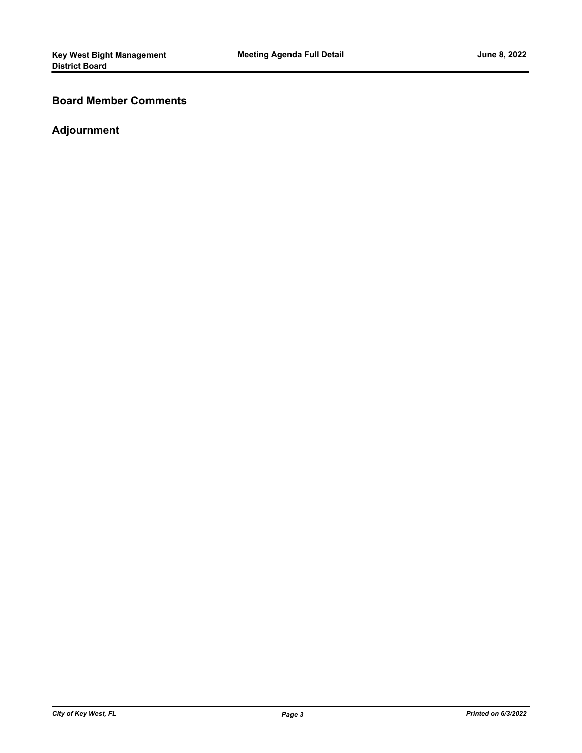## Board Member Comments

## Adjournment